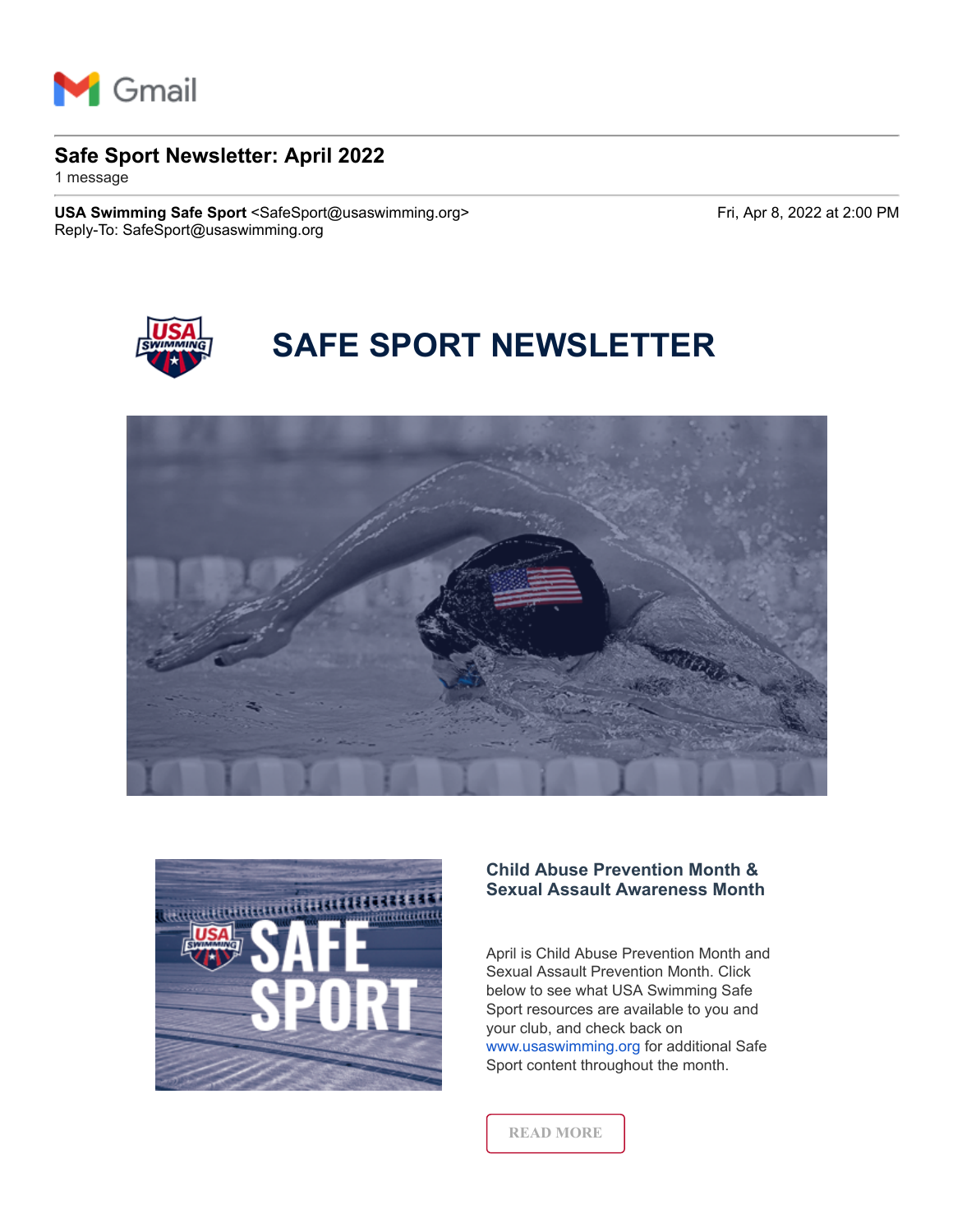Gmail

# Safe Sport Newsletter: April 2022

1 message

**USA Swimming Safe Sport** <SafeSport@usaswimming.org>
Reply-To: SafeSport@usaswimming.org

Fri, Apr 8, 2022 at 2:00 PM

## SAFE SPORT NEWSLETTER

### Child Abuse Prevention Month & Sexual Assault Awareness Month

April is Child Abuse Prevention Month and Sexual Assault Prevention Month. Click below to see what USA Swimming Safe Sport resources are available to you and your club, and check back on www.usaswimming.org for additional Safe Sport content throughout the month.

READ MORE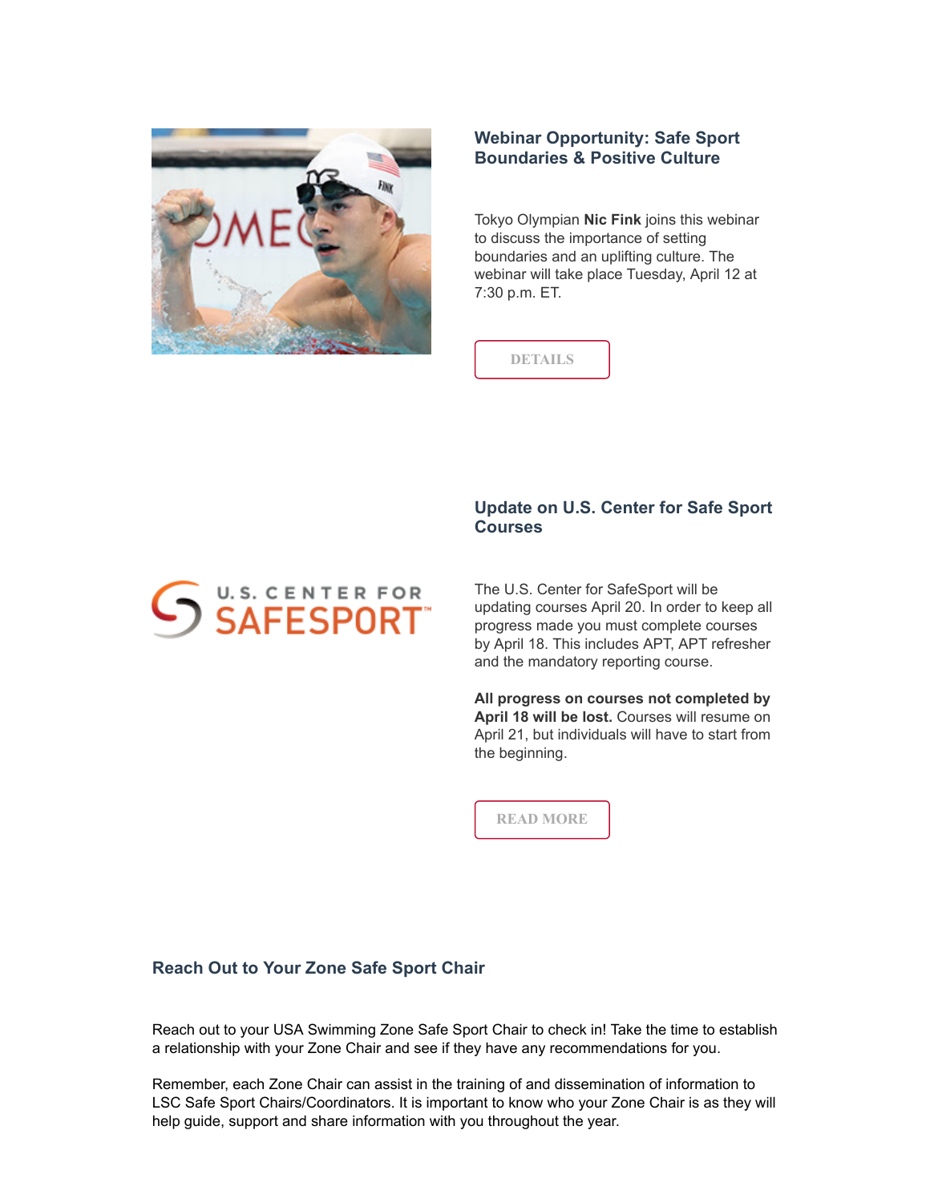## Webinar Opportunity: Safe Sport Boundaries & Positive Culture

Tokyo Olympian **Nic Fink** joins this webinar to discuss the importance of setting boundaries and an uplifting culture. The webinar will take place Tuesday, April 12 at 7:30 p.m. ET.

DETAILS

## Update on U.S. Center for Safe Sport Courses

The U.S. Center for SafeSport will be updating courses April 20. In order to keep all progress made you must complete courses by April 18. This includes APT, APT refresher and the mandatory reporting course.

**All progress on courses not completed by April 18 will be lost.** Courses will resume on April 21, but individuals will have to start from the beginning.

READ MORE

## Reach Out to Your Zone Safe Sport Chair

Reach out to your USA Swimming Zone Safe Sport Chair to check in! Take the time to establish a relationship with your Zone Chair and see if they have any recommendations for you.

Remember, each Zone Chair can assist in the training of and dissemination of information to LSC Safe Sport Chairs/Coordinators. It is important to know who your Zone Chair is as they will help guide, support and share information with you throughout the year.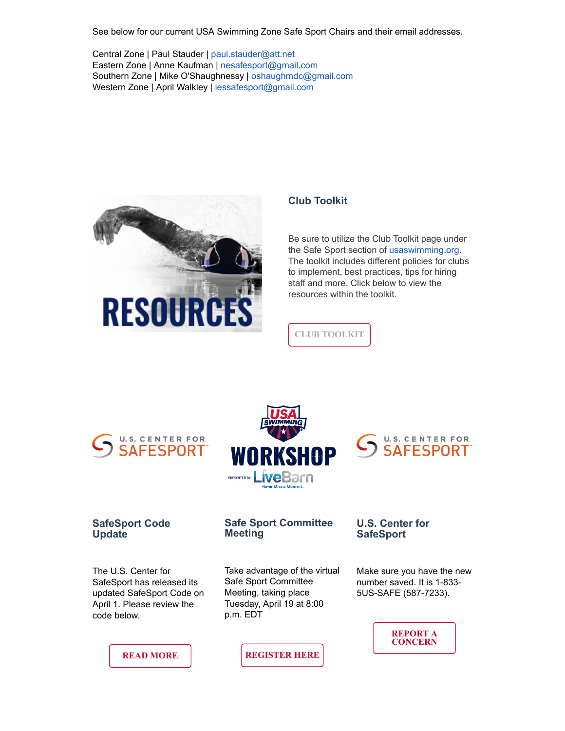See below for our current USA Swimming Zone Safe Sport Chairs and their email addresses.

Central Zone | Paul Stauder | paul.stauder@att.net
Eastern Zone | Anne Kaufman | nesafesport@gmail.com
Southern Zone | Mike O'Shaughnessy | oshaughmdc@gmail.com
Western Zone | April Walkley | iessafesport@gmail.com

### Club Toolkit

Be sure to utilize the Club Toolkit page under the Safe Sport section of usaswimming.org. The toolkit includes different policies for clubs to implement, best practices, tips for hiring staff and more. Click below to view the resources within the toolkit.

CLUB TOOLKIT

### SafeSport Code Update

The U.S. Center for SafeSport has released its updated SafeSport Code on April 1. Please review the code below.

READ MORE

### Safe Sport Committee Meeting

Take advantage of the virtual Safe Sport Committee Meeting, taking place Tuesday, April 19 at 8:00 p.m. EDT

REGISTER HERE

### U.S. Center for SafeSport

Make sure you have the new number saved. It is 1-833-5US-SAFE (587-7233).

REPORT A CONCERN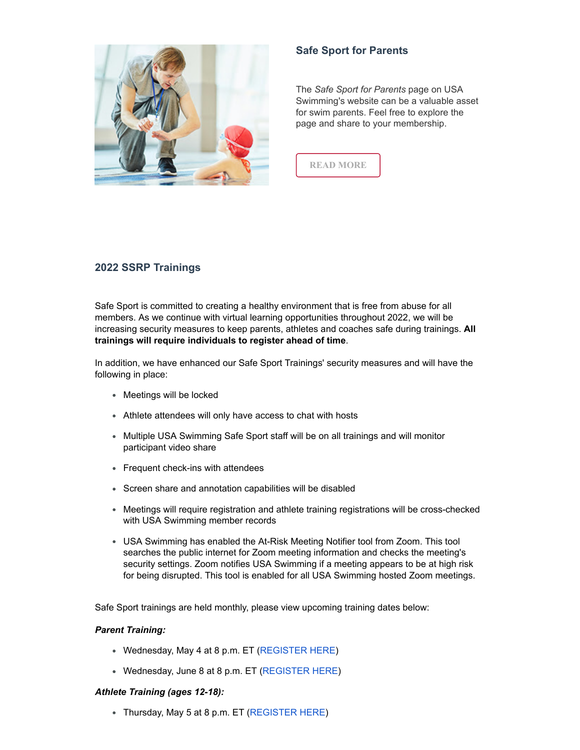## Safe Sport for Parents

The *Safe Sport for Parents* page on USA Swimming's website can be a valuable asset for swim parents. Feel free to explore the page and share to your membership.

READ MORE

## 2022 SSRP Trainings

Safe Sport is committed to creating a healthy environment that is free from abuse for all members. As we continue with virtual learning opportunities throughout 2022, we will be increasing security measures to keep parents, athletes and coaches safe during trainings. **All trainings will require individuals to register ahead of time**.

In addition, we have enhanced our Safe Sport Trainings' security measures and will have the following in place:

- Meetings will be locked
- Athlete attendees will only have access to chat with hosts
- Multiple USA Swimming Safe Sport staff will be on all trainings and will monitor participant video share
- Frequent check-ins with attendees
- Screen share and annotation capabilities will be disabled
- Meetings will require registration and athlete training registrations will be cross-checked with USA Swimming member records
- USA Swimming has enabled the At-Risk Meeting Notifier tool from Zoom. This tool searches the public internet for Zoom meeting information and checks the meeting's security settings. Zoom notifies USA Swimming if a meeting appears to be at high risk for being disrupted. This tool is enabled for all USA Swimming hosted Zoom meetings.

Safe Sport trainings are held monthly, please view upcoming training dates below:

***Parent Training:***

- Wednesday, May 4 at 8 p.m. ET (REGISTER HERE)
- Wednesday, June 8 at 8 p.m. ET (REGISTER HERE)

***Athlete Training (ages 12-18):***

- Thursday, May 5 at 8 p.m. ET (REGISTER HERE)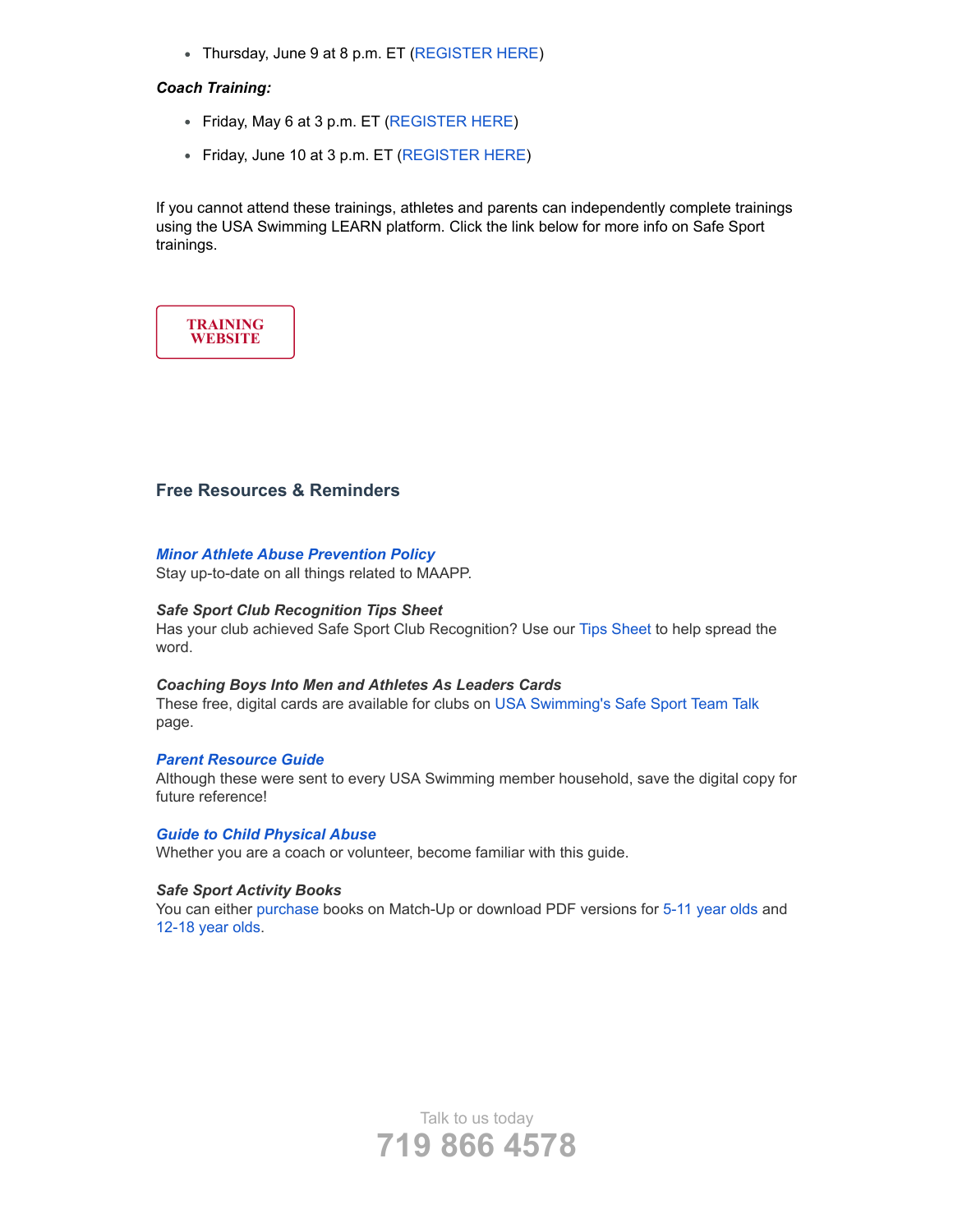- Thursday, June 9 at 8 p.m. ET (REGISTER HERE)

***Coach Training:***

- Friday, May 6 at 3 p.m. ET (REGISTER HERE)
- Friday, June 10 at 3 p.m. ET (REGISTER HERE)

If you cannot attend these trainings, athletes and parents can independently complete trainings using the USA Swimming LEARN platform. Click the link below for more info on Safe Sport trainings.

TRAINING WEBSITE

### Free Resources & Reminders

***Minor Athlete Abuse Prevention Policy***
Stay up-to-date on all things related to MAAPP.

***Safe Sport Club Recognition Tips Sheet***
Has your club achieved Safe Sport Club Recognition? Use our Tips Sheet to help spread the word.

***Coaching Boys Into Men and Athletes As Leaders Cards***
These free, digital cards are available for clubs on USA Swimming's Safe Sport Team Talk page.

***Parent Resource Guide***
Although these were sent to every USA Swimming member household, save the digital copy for future reference!

***Guide to Child Physical Abuse***
Whether you are a coach or volunteer, become familiar with this guide.

***Safe Sport Activity Books***
You can either purchase books on Match-Up or download PDF versions for 5-11 year olds and 12-18 year olds.

Talk to us today

**719 866 4578**